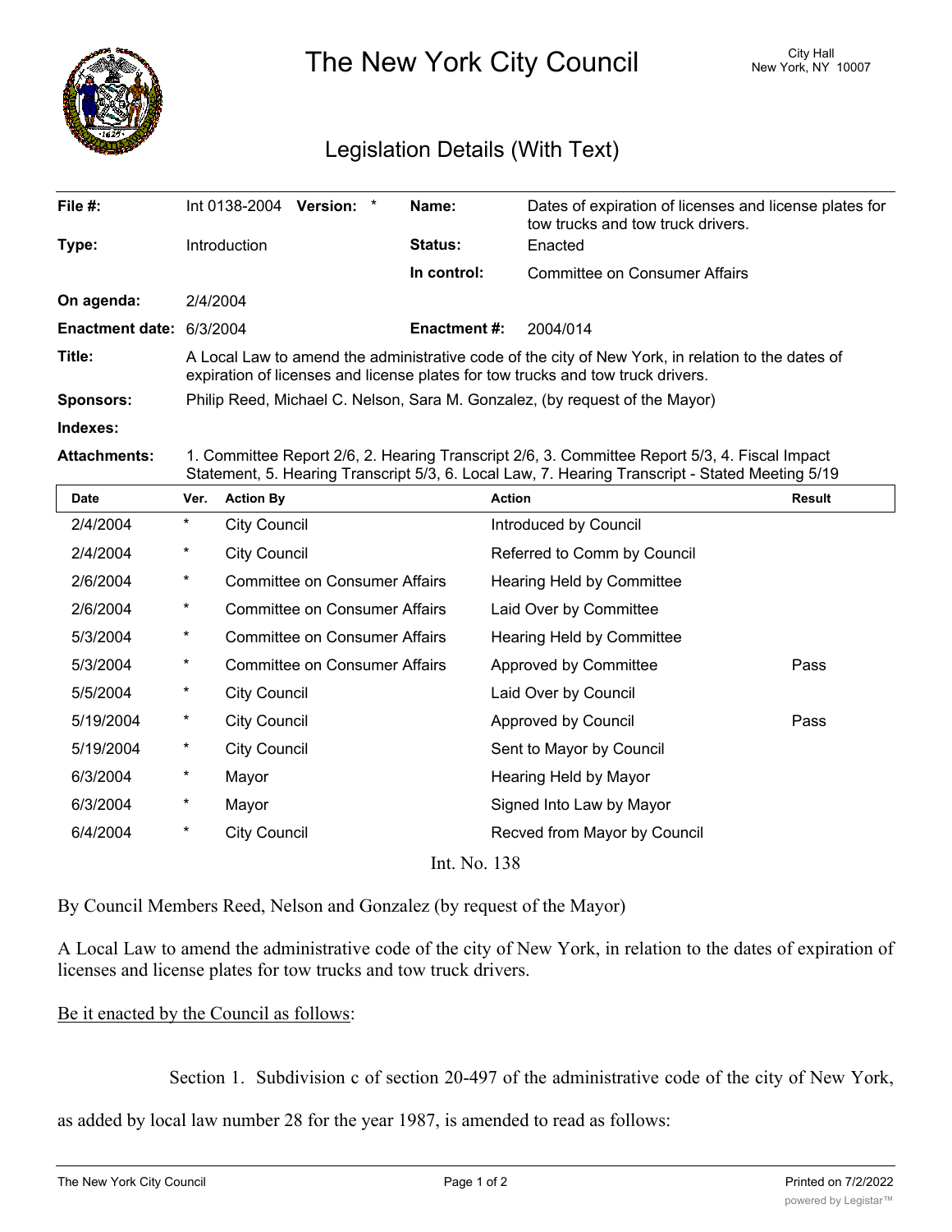# The New York City Council

City Hall
New York, NY 10007

## Legislation Details (With Text)

| | | | |
|---|---|---|---|
| **File #:** | Int 0138-2004 **Version:** * | **Name:** | Dates of expiration of licenses and license plates for tow trucks and tow truck drivers. |
| **Type:** | Introduction | **Status:** | Enacted |
| | | **In control:** | Committee on Consumer Affairs |
| **On agenda:** | 2/4/2004 | | |
| **Enactment date:** | 6/3/2004 | **Enactment #:** | 2004/014 |

**Title:** A Local Law to amend the administrative code of the city of New York, in relation to the dates of expiration of licenses and license plates for tow trucks and tow truck drivers.

**Sponsors:** Philip Reed, Michael C. Nelson, Sara M. Gonzalez, (by request of the Mayor)

**Indexes:**

**Attachments:** 1. Committee Report 2/6, 2. Hearing Transcript 2/6, 3. Committee Report 5/3, 4. Fiscal Impact Statement, 5. Hearing Transcript 5/3, 6. Local Law, 7. Hearing Transcript - Stated Meeting 5/19

| Date | Ver. | Action By | Action | Result |
|---|---|---|---|---|
| 2/4/2004 | * | City Council | Introduced by Council | |
| 2/4/2004 | * | City Council | Referred to Comm by Council | |
| 2/6/2004 | * | Committee on Consumer Affairs | Hearing Held by Committee | |
| 2/6/2004 | * | Committee on Consumer Affairs | Laid Over by Committee | |
| 5/3/2004 | * | Committee on Consumer Affairs | Hearing Held by Committee | |
| 5/3/2004 | * | Committee on Consumer Affairs | Approved by Committee | Pass |
| 5/5/2004 | * | City Council | Laid Over by Council | |
| 5/19/2004 | * | City Council | Approved by Council | Pass |
| 5/19/2004 | * | City Council | Sent to Mayor by Council | |
| 6/3/2004 | * | Mayor | Hearing Held by Mayor | |
| 6/3/2004 | * | Mayor | Signed Into Law by Mayor | |
| 6/4/2004 | * | City Council | Recved from Mayor by Council | |

Int. No. 138

By Council Members Reed, Nelson and Gonzalez (by request of the Mayor)

A Local Law to amend the administrative code of the city of New York, in relation to the dates of expiration of licenses and license plates for tow trucks and tow truck drivers.

Be it enacted by the Council as follows:

Section 1. Subdivision c of section 20-497 of the administrative code of the city of New York, as added by local law number 28 for the year 1987, is amended to read as follows: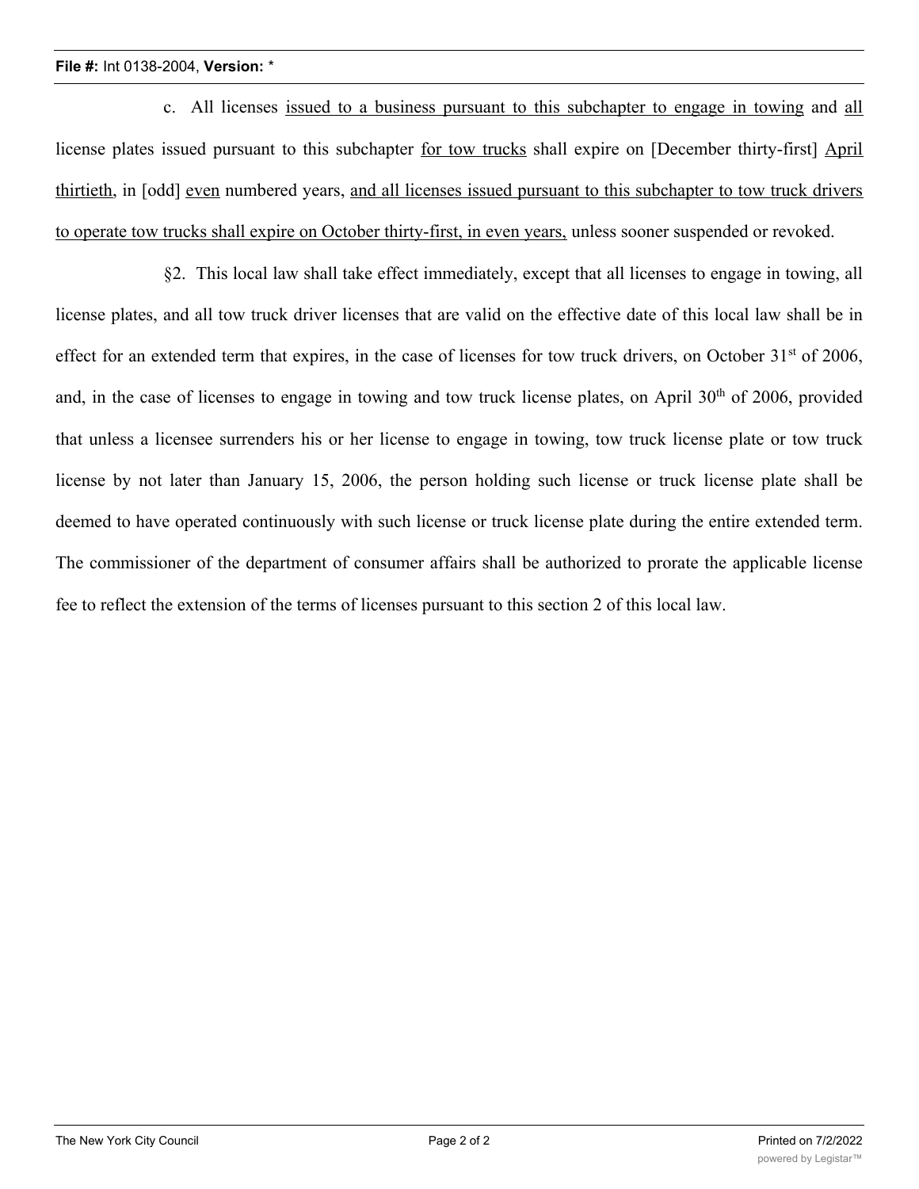c. All licenses issued to a business pursuant to this subchapter to engage in towing and all license plates issued pursuant to this subchapter for tow trucks shall expire on [December thirty-first] April thirtieth, in [odd] even numbered years, and all licenses issued pursuant to this subchapter to tow truck drivers to operate tow trucks shall expire on October thirty-first, in even years, unless sooner suspended or revoked.

§2. This local law shall take effect immediately, except that all licenses to engage in towing, all license plates, and all tow truck driver licenses that are valid on the effective date of this local law shall be in effect for an extended term that expires, in the case of licenses for tow truck drivers, on October 31st of 2006, and, in the case of licenses to engage in towing and tow truck license plates, on April 30th of 2006, provided that unless a licensee surrenders his or her license to engage in towing, tow truck license plate or tow truck license by not later than January 15, 2006, the person holding such license or truck license plate shall be deemed to have operated continuously with such license or truck license plate during the entire extended term. The commissioner of the department of consumer affairs shall be authorized to prorate the applicable license fee to reflect the extension of the terms of licenses pursuant to this section 2 of this local law.